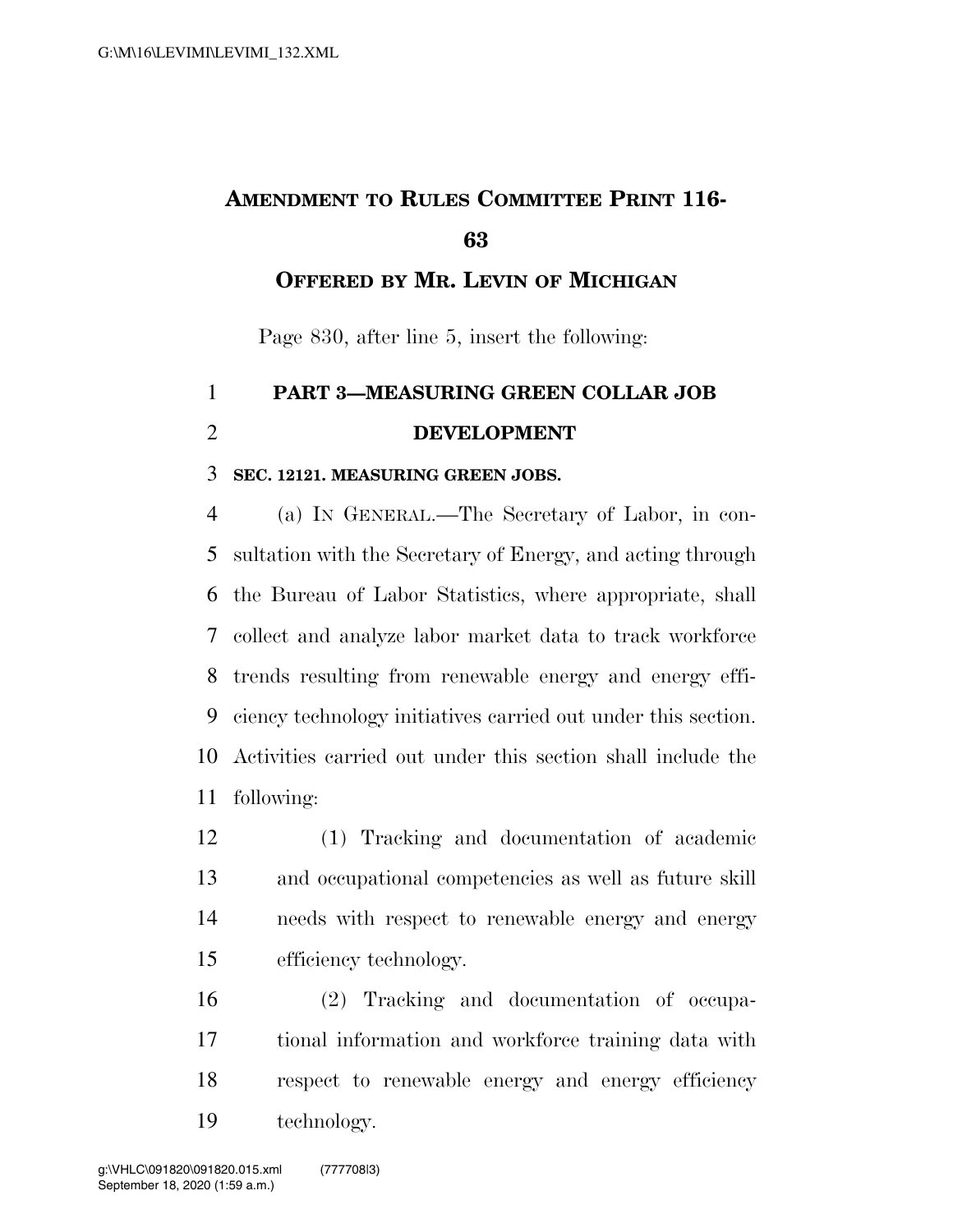**AMENDMENT TO RULES COMMITTEE PRINT 116-63**

**OFFERED BY MR. LEVIN OF MICHIGAN**

Page 830, after line 5, insert the following:

## PART 3—MEASURING GREEN COLLAR JOB DEVELOPMENT

### SEC. 12121. MEASURING GREEN JOBS.

(a) IN GENERAL.—The Secretary of Labor, in consultation with the Secretary of Energy, and acting through the Bureau of Labor Statistics, where appropriate, shall collect and analyze labor market data to track workforce trends resulting from renewable energy and energy efficiency technology initiatives carried out under this section. Activities carried out under this section shall include the following:

(1) Tracking and documentation of academic and occupational competencies as well as future skill needs with respect to renewable energy and energy efficiency technology.

(2) Tracking and documentation of occupational information and workforce training data with respect to renewable energy and energy efficiency technology.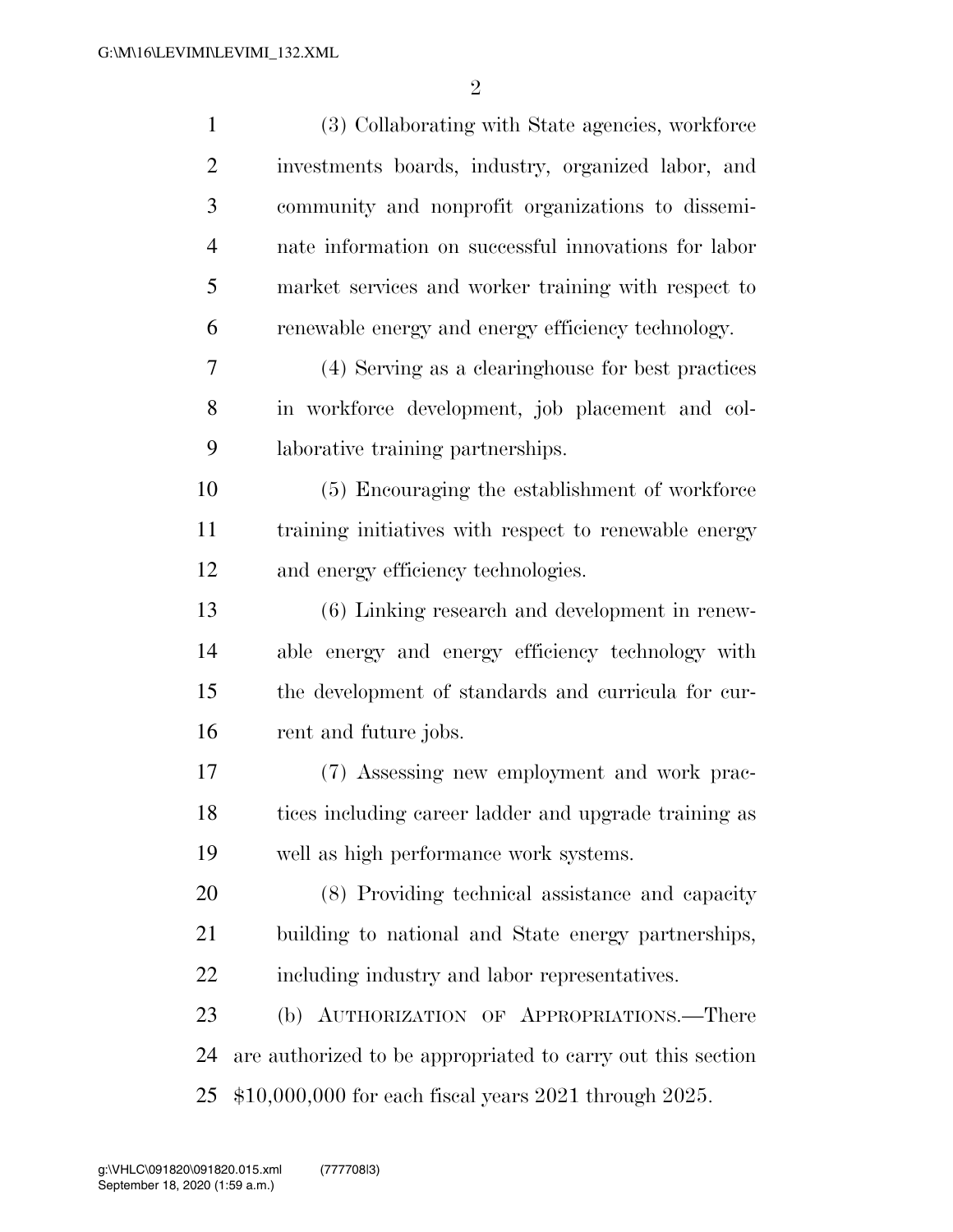(3) Collaborating with State agencies, workforce investments boards, industry, organized labor, and community and nonprofit organizations to disseminate information on successful innovations for labor market services and worker training with respect to renewable energy and energy efficiency technology.

(4) Serving as a clearinghouse for best practices in workforce development, job placement and collaborative training partnerships.

(5) Encouraging the establishment of workforce training initiatives with respect to renewable energy and energy efficiency technologies.

(6) Linking research and development in renewable energy and energy efficiency technology with the development of standards and curricula for current and future jobs.

(7) Assessing new employment and work practices including career ladder and upgrade training as well as high performance work systems.

(8) Providing technical assistance and capacity building to national and State energy partnerships, including industry and labor representatives.

(b) AUTHORIZATION OF APPROPRIATIONS.—There are authorized to be appropriated to carry out this section $10,000,000 for each fiscal years 2021 through 2025.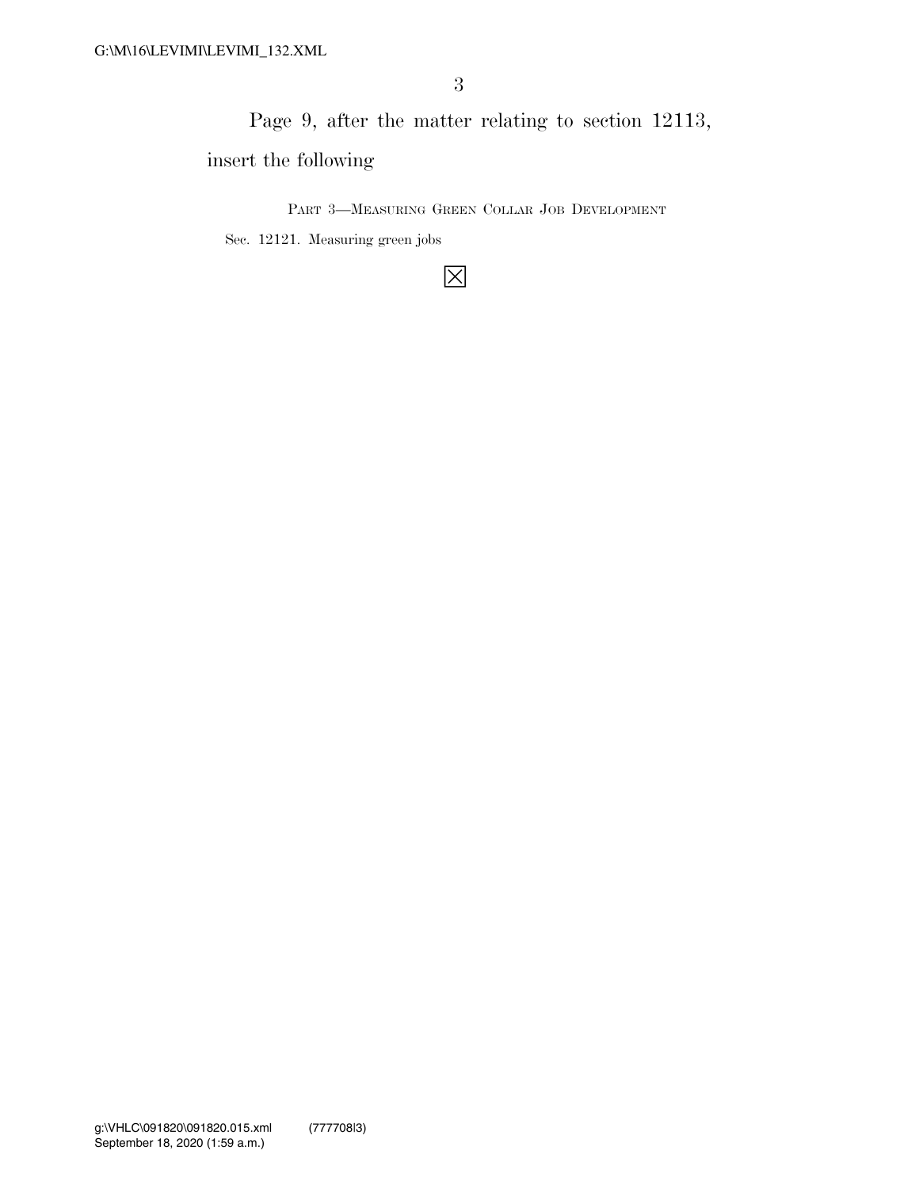Page 9, after the matter relating to section 12113, insert the following

PART 3—MEASURING GREEN COLLAR JOB DEVELOPMENT

Sec. 12121. Measuring green jobs

☒